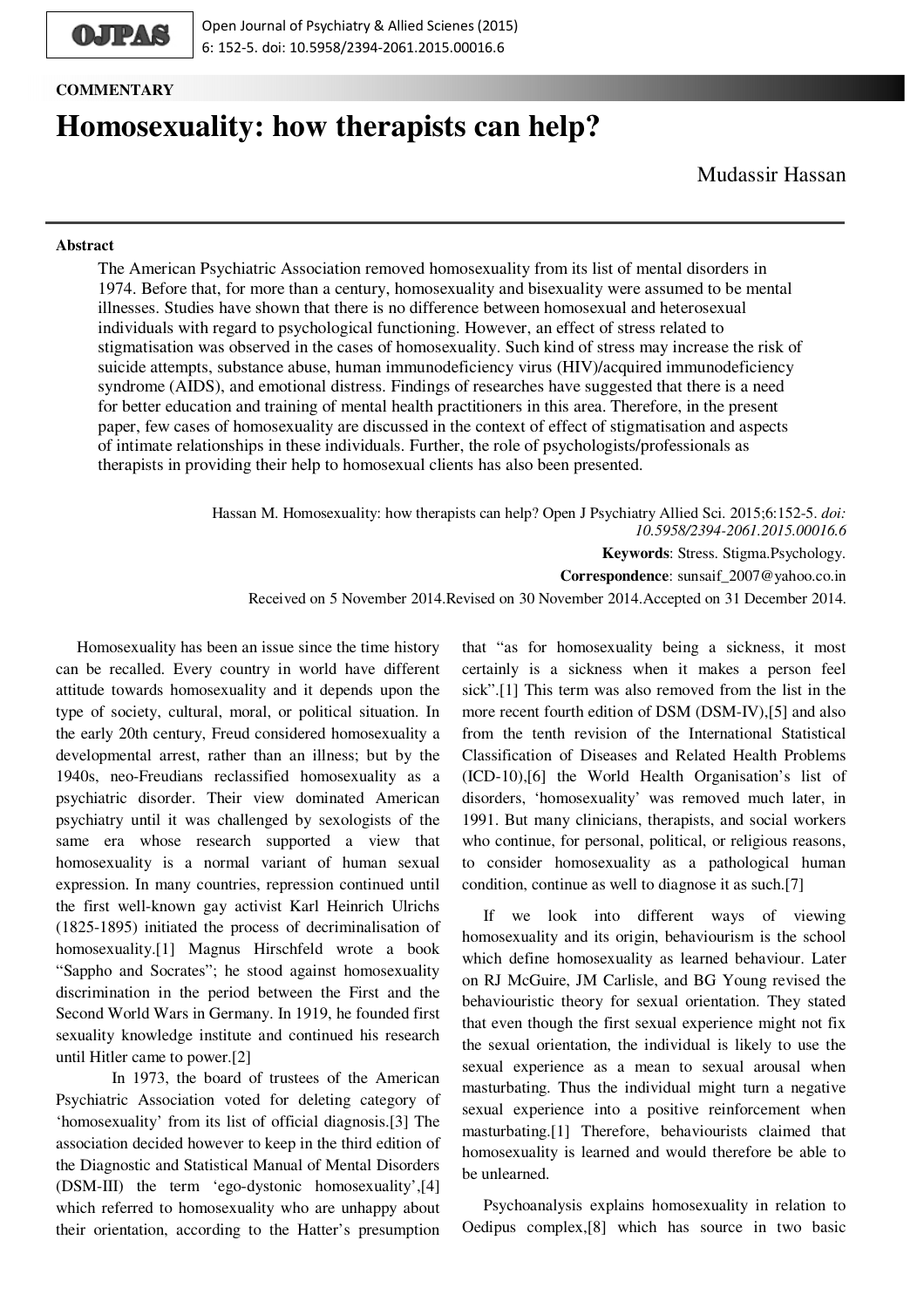COMMENTARY

# Homosexuality: how therapists can help?

Mudassir Hassan

## Abstract

The American Psychiatric Association removed homosexuality from its list of mental disorders in 1974. Before that, for more than a century, homosexuality and bisexuality were assumed to be mental illnesses. Studies have shown that there is no difference between homosexual and heterosexual individuals with regard to psychological functioning. However, an effect of stress related to stigmatisation was observed in the cases of homosexuality. Such kind of stress may increase the risk of suicide attempts, substance abuse, human immunodeficiency virus (HIV)/acquired immunodeficiency syndrome (AIDS), and emotional distress. Findings of researches have suggested that there is a need for better education and training of mental health practitioners in this area. Therefore, in the present paper, few cases of homosexuality are discussed in the context of effect of stigmatisation and aspects of intimate relationships in these individuals. Further, the role of psychologists/professionals as therapists in providing their help to homosexual clients has also been presented.

Hassan M. Homosexuality: how therapists can help? Open J Psychiatry Allied Sci. 2015;6:152-5. *doi: 10.5958/2394-2061.2015.00016.6*

**Keywords**: Stress. Stigma.Psychology.

**Correspondence**: sunsaif_2007@yahoo.co.in

Received on 5 November 2014.Revised on 30 November 2014.Accepted on 31 December 2014.

Homosexuality has been an issue since the time history can be recalled. Every country in world have different attitude towards homosexuality and it depends upon the type of society, cultural, moral, or political situation. In the early 20th century, Freud considered homosexuality a developmental arrest, rather than an illness; but by the 1940s, neo-Freudians reclassified homosexuality as a psychiatric disorder. Their view dominated American psychiatry until it was challenged by sexologists of the same era whose research supported a view that homosexuality is a normal variant of human sexual expression. In many countries, repression continued until the first well-known gay activist Karl Heinrich Ulrichs (1825-1895) initiated the process of decriminalisation of homosexuality.[1] Magnus Hirschfeld wrote a book "Sappho and Socrates"; he stood against homosexuality discrimination in the period between the First and the Second World Wars in Germany. In 1919, he founded first sexuality knowledge institute and continued his research until Hitler came to power.[2]

In 1973, the board of trustees of the American Psychiatric Association voted for deleting category of 'homosexuality' from its list of official diagnosis.[3] The association decided however to keep in the third edition of the Diagnostic and Statistical Manual of Mental Disorders (DSM-III) the term 'ego-dystonic homosexuality',[4] which referred to homosexuality who are unhappy about their orientation, according to the Hatter's presumption that "as for homosexuality being a sickness, it most certainly is a sickness when it makes a person feel sick".[1] This term was also removed from the list in the more recent fourth edition of DSM (DSM-IV),[5] and also from the tenth revision of the International Statistical Classification of Diseases and Related Health Problems (ICD-10),[6] the World Health Organisation's list of disorders, 'homosexuality' was removed much later, in 1991. But many clinicians, therapists, and social workers who continue, for personal, political, or religious reasons, to consider homosexuality as a pathological human condition, continue as well to diagnose it as such.[7]

If we look into different ways of viewing homosexuality and its origin, behaviourism is the school which define homosexuality as learned behaviour. Later on RJ McGuire, JM Carlisle, and BG Young revised the behaviouristic theory for sexual orientation. They stated that even though the first sexual experience might not fix the sexual orientation, the individual is likely to use the sexual experience as a mean to sexual arousal when masturbating. Thus the individual might turn a negative sexual experience into a positive reinforcement when masturbating.[1] Therefore, behaviourists claimed that homosexuality is learned and would therefore be able to be unlearned.

Psychoanalysis explains homosexuality in relation to Oedipus complex,[8] which has source in two basic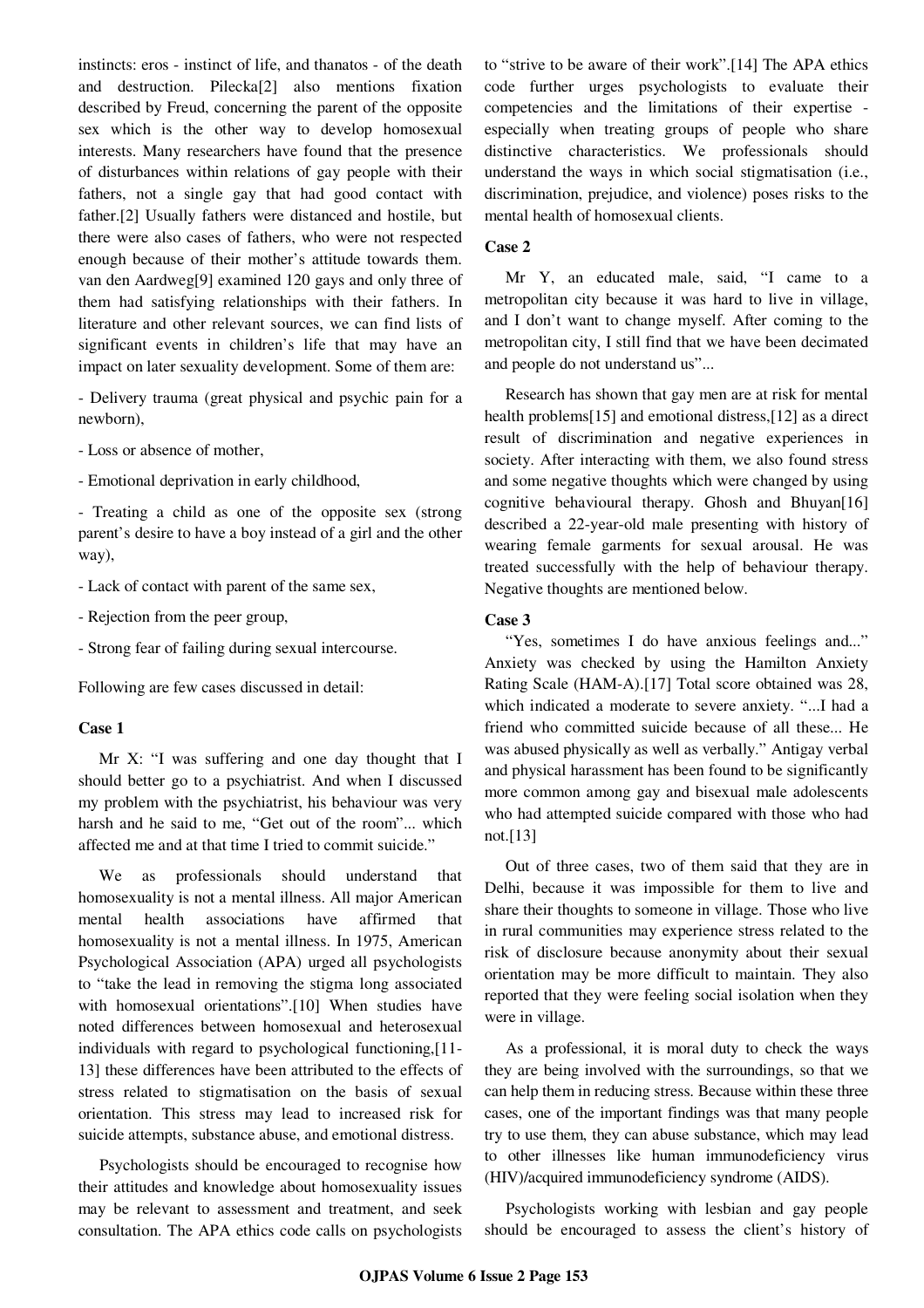instincts: eros - instinct of life, and thanatos - of the death and destruction. Pilecka[2] also mentions fixation described by Freud, concerning the parent of the opposite sex which is the other way to develop homosexual interests. Many researchers have found that the presence of disturbances within relations of gay people with their fathers, not a single gay that had good contact with father.[2] Usually fathers were distanced and hostile, but there were also cases of fathers, who were not respected enough because of their mother's attitude towards them. van den Aardweg[9] examined 120 gays and only three of them had satisfying relationships with their fathers. In literature and other relevant sources, we can find lists of significant events in children's life that may have an impact on later sexuality development. Some of them are:

- Delivery trauma (great physical and psychic pain for a newborn),
- Loss or absence of mother,
- Emotional deprivation in early childhood,
- Treating a child as one of the opposite sex (strong parent's desire to have a boy instead of a girl and the other way),
- Lack of contact with parent of the same sex,
- Rejection from the peer group,
- Strong fear of failing during sexual intercourse.

Following are few cases discussed in detail:

**Case 1**

Mr X: "I was suffering and one day thought that I should better go to a psychiatrist. And when I discussed my problem with the psychiatrist, his behaviour was very harsh and he said to me, "Get out of the room"... which affected me and at that time I tried to commit suicide."

We as professionals should understand that homosexuality is not a mental illness. All major American mental health associations have affirmed that homosexuality is not a mental illness. In 1975, American Psychological Association (APA) urged all psychologists to "take the lead in removing the stigma long associated with homosexual orientations".[10] When studies have noted differences between homosexual and heterosexual individuals with regard to psychological functioning,[11-13] these differences have been attributed to the effects of stress related to stigmatisation on the basis of sexual orientation. This stress may lead to increased risk for suicide attempts, substance abuse, and emotional distress.

Psychologists should be encouraged to recognise how their attitudes and knowledge about homosexuality issues may be relevant to assessment and treatment, and seek consultation. The APA ethics code calls on psychologists to "strive to be aware of their work".[14] The APA ethics code further urges psychologists to evaluate their competencies and the limitations of their expertise - especially when treating groups of people who share distinctive characteristics. We professionals should understand the ways in which social stigmatisation (i.e., discrimination, prejudice, and violence) poses risks to the mental health of homosexual clients.

**Case 2**

Mr Y, an educated male, said, "I came to a metropolitan city because it was hard to live in village, and I don't want to change myself. After coming to the metropolitan city, I still find that we have been decimated and people do not understand us"...

Research has shown that gay men are at risk for mental health problems[15] and emotional distress,[12] as a direct result of discrimination and negative experiences in society. After interacting with them, we also found stress and some negative thoughts which were changed by using cognitive behavioural therapy. Ghosh and Bhuyan[16] described a 22-year-old male presenting with history of wearing female garments for sexual arousal. He was treated successfully with the help of behaviour therapy. Negative thoughts are mentioned below.

**Case 3**

"Yes, sometimes I do have anxious feelings and..." Anxiety was checked by using the Hamilton Anxiety Rating Scale (HAM-A).[17] Total score obtained was 28, which indicated a moderate to severe anxiety. "...I had a friend who committed suicide because of all these... He was abused physically as well as verbally." Antigay verbal and physical harassment has been found to be significantly more common among gay and bisexual male adolescents who had attempted suicide compared with those who had not.[13]

Out of three cases, two of them said that they are in Delhi, because it was impossible for them to live and share their thoughts to someone in village. Those who live in rural communities may experience stress related to the risk of disclosure because anonymity about their sexual orientation may be more difficult to maintain. They also reported that they were feeling social isolation when they were in village.

As a professional, it is moral duty to check the ways they are being involved with the surroundings, so that we can help them in reducing stress. Because within these three cases, one of the important findings was that many people try to use them, they can abuse substance, which may lead to other illnesses like human immunodeficiency virus (HIV)/acquired immunodeficiency syndrome (AIDS).

Psychologists working with lesbian and gay people should be encouraged to assess the client's history of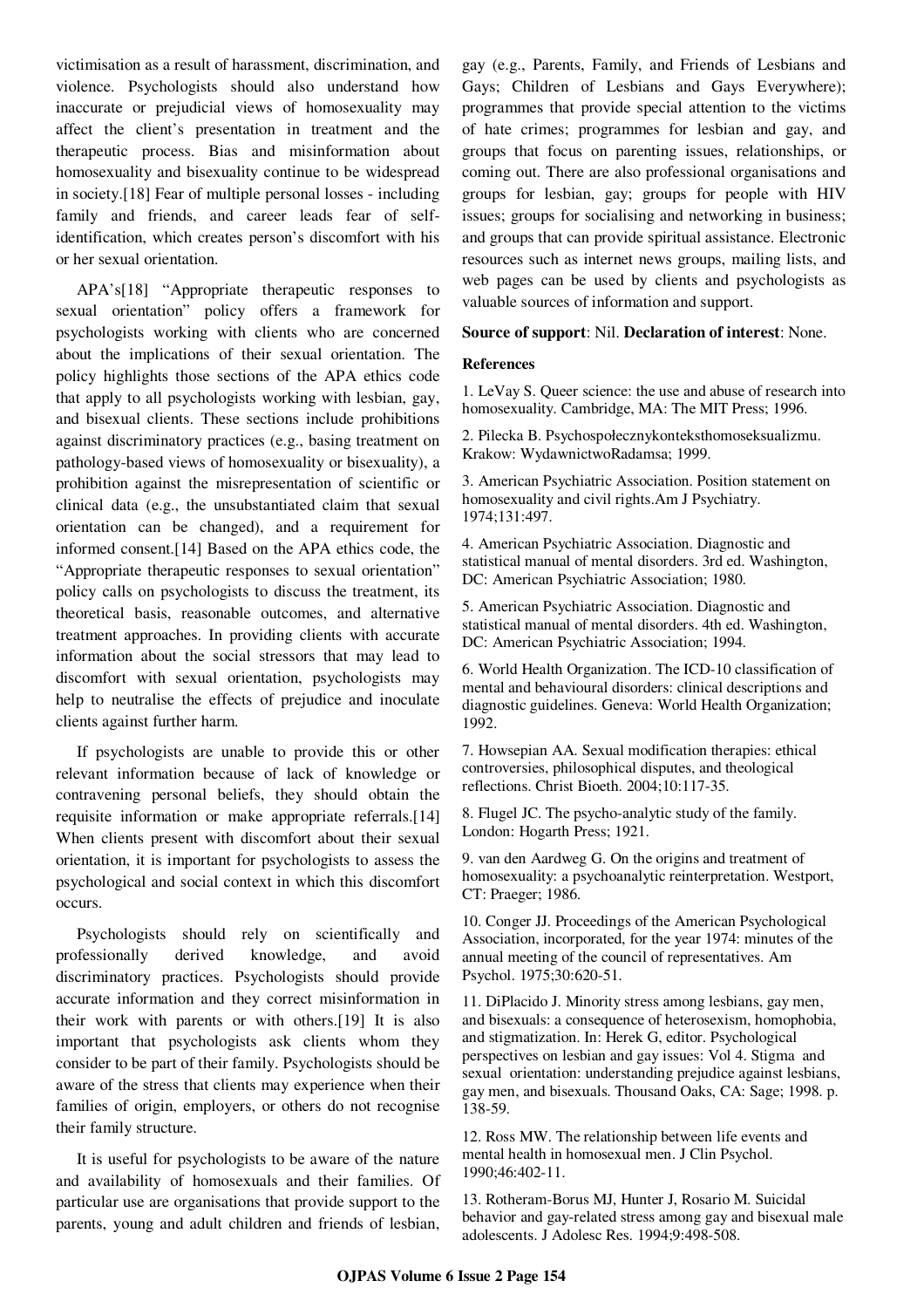victimisation as a result of harassment, discrimination, and violence. Psychologists should also understand how inaccurate or prejudicial views of homosexuality may affect the client's presentation in treatment and the therapeutic process. Bias and misinformation about homosexuality and bisexuality continue to be widespread in society.[18] Fear of multiple personal losses - including family and friends, and career leads fear of self-identification, which creates person's discomfort with his or her sexual orientation.

APA's[18] "Appropriate therapeutic responses to sexual orientation" policy offers a framework for psychologists working with clients who are concerned about the implications of their sexual orientation. The policy highlights those sections of the APA ethics code that apply to all psychologists working with lesbian, gay, and bisexual clients. These sections include prohibitions against discriminatory practices (e.g., basing treatment on pathology-based views of homosexuality or bisexuality), a prohibition against the misrepresentation of scientific or clinical data (e.g., the unsubstantiated claim that sexual orientation can be changed), and a requirement for informed consent.[14] Based on the APA ethics code, the "Appropriate therapeutic responses to sexual orientation" policy calls on psychologists to discuss the treatment, its theoretical basis, reasonable outcomes, and alternative treatment approaches. In providing clients with accurate information about the social stressors that may lead to discomfort with sexual orientation, psychologists may help to neutralise the effects of prejudice and inoculate clients against further harm.

If psychologists are unable to provide this or other relevant information because of lack of knowledge or contravening personal beliefs, they should obtain the requisite information or make appropriate referrals.[14] When clients present with discomfort about their sexual orientation, it is important for psychologists to assess the psychological and social context in which this discomfort occurs.

Psychologists should rely on scientifically and professionally derived knowledge, and avoid discriminatory practices. Psychologists should provide accurate information and they correct misinformation in their work with parents or with others.[19] It is also important that psychologists ask clients whom they consider to be part of their family. Psychologists should be aware of the stress that clients may experience when their families of origin, employers, or others do not recognise their family structure.

It is useful for psychologists to be aware of the nature and availability of homosexuals and their families. Of particular use are organisations that provide support to the parents, young and adult children and friends of lesbian, gay (e.g., Parents, Family, and Friends of Lesbians and Gays; Children of Lesbians and Gays Everywhere); programmes that provide special attention to the victims of hate crimes; programmes for lesbian and gay, and groups that focus on parenting issues, relationships, or coming out. There are also professional organisations and groups for lesbian, gay; groups for people with HIV issues; groups for socialising and networking in business; and groups that can provide spiritual assistance. Electronic resources such as internet news groups, mailing lists, and web pages can be used by clients and psychologists as valuable sources of information and support.

**Source of support**: Nil. **Declaration of interest**: None.

**References**

1. LeVay S. Queer science: the use and abuse of research into homosexuality. Cambridge, MA: The MIT Press; 1996.
2. Pilecka B. Psychospołecznykonteksthomoseksualizmu. Krakow: WydawnictwoRadamsa; 1999.
3. American Psychiatric Association. Position statement on homosexuality and civil rights.Am J Psychiatry. 1974;131:497.
4. American Psychiatric Association. Diagnostic and statistical manual of mental disorders. 3rd ed. Washington, DC: American Psychiatric Association; 1980.
5. American Psychiatric Association. Diagnostic and statistical manual of mental disorders. 4th ed. Washington, DC: American Psychiatric Association; 1994.
6. World Health Organization. The ICD-10 classification of mental and behavioural disorders: clinical descriptions and diagnostic guidelines. Geneva: World Health Organization; 1992.
7. Howsepian AA. Sexual modification therapies: ethical controversies, philosophical disputes, and theological reflections. Christ Bioeth. 2004;10:117-35.
8. Flugel JC. The psycho-analytic study of the family. London: Hogarth Press; 1921.
9. van den Aardweg G. On the origins and treatment of homosexuality: a psychoanalytic reinterpretation. Westport, CT: Praeger; 1986.
10. Conger JJ. Proceedings of the American Psychological Association, incorporated, for the year 1974: minutes of the annual meeting of the council of representatives. Am Psychol. 1975;30:620-51.
11. DiPlacido J. Minority stress among lesbians, gay men, and bisexuals: a consequence of heterosexism, homophobia, and stigmatization. In: Herek G, editor. Psychological perspectives on lesbian and gay issues: Vol 4. Stigma and sexual orientation: understanding prejudice against lesbians, gay men, and bisexuals. Thousand Oaks, CA: Sage; 1998. p. 138-59.
12. Ross MW. The relationship between life events and mental health in homosexual men. J Clin Psychol. 1990;46:402-11.
13. Rotheram-Borus MJ, Hunter J, Rosario M. Suicidal behavior and gay-related stress among gay and bisexual male adolescents. J Adolesc Res. 1994;9:498-508.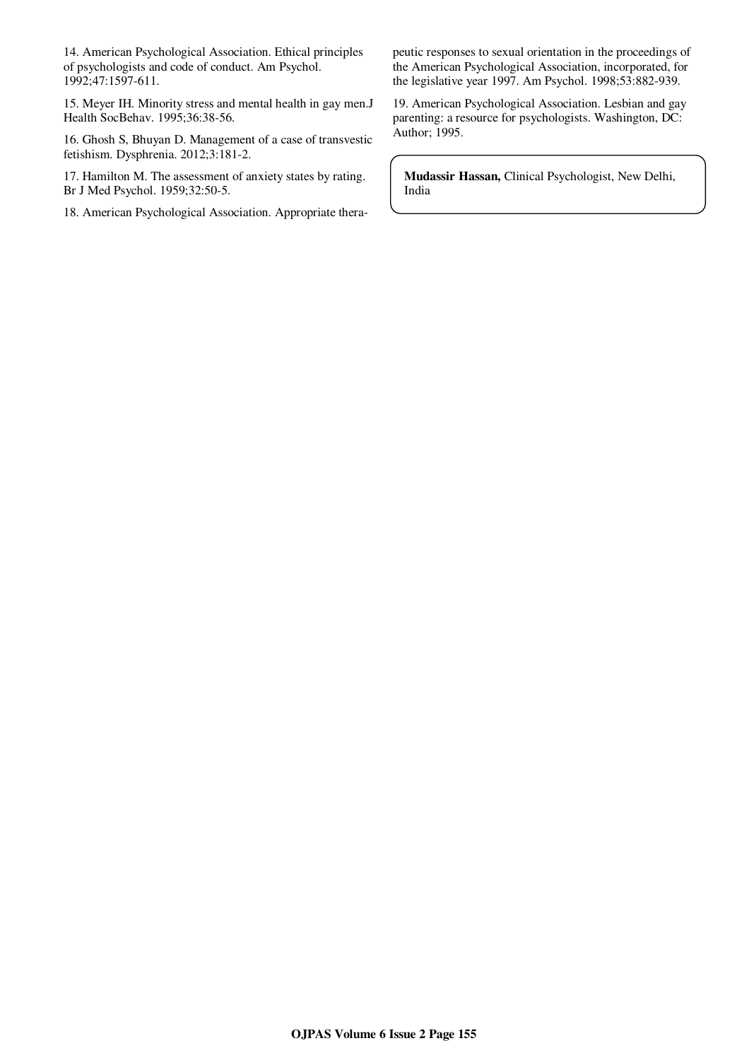14. American Psychological Association. Ethical principles of psychologists and code of conduct. Am Psychol. 1992;47:1597-611.

15. Meyer IH. Minority stress and mental health in gay men.J Health SocBehav. 1995;36:38-56.

16. Ghosh S, Bhuyan D. Management of a case of transvestic fetishism. Dysphrenia. 2012;3:181-2.

17. Hamilton M. The assessment of anxiety states by rating. Br J Med Psychol. 1959;32:50-5.

18. American Psychological Association. Appropriate therapeutic responses to sexual orientation in the proceedings of the American Psychological Association, incorporated, for the legislative year 1997. Am Psychol. 1998;53:882-939.

19. American Psychological Association. Lesbian and gay parenting: a resource for psychologists. Washington, DC: Author; 1995.

**Mudassir Hassan,** Clinical Psychologist, New Delhi, India